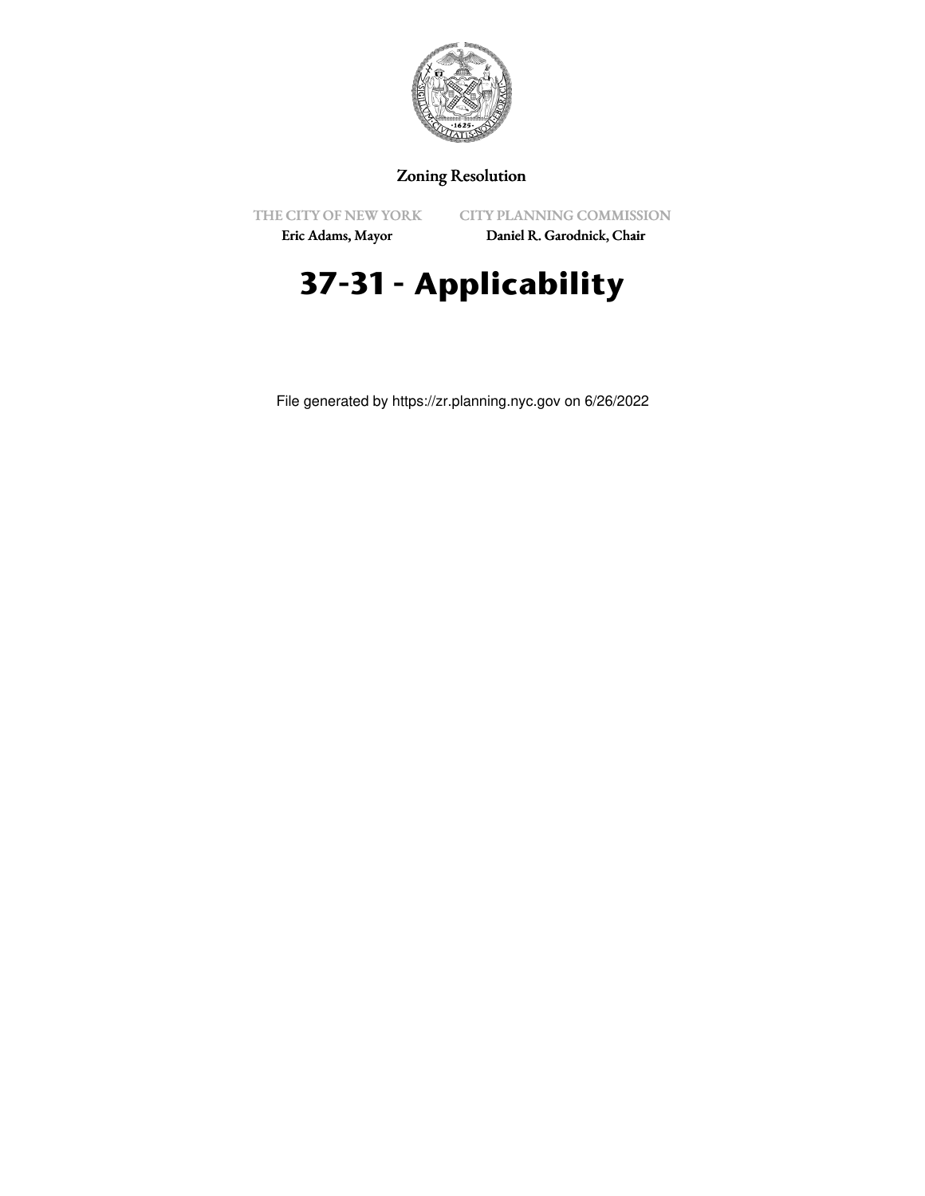Zoning Resolution

THE CITY OF NEW YORK
Eric Adams, Mayor

CITY PLANNING COMMISSION
Daniel R. Garodnick, Chair

# 37-31 - Applicability

File generated by https://zr.planning.nyc.gov on 6/26/2022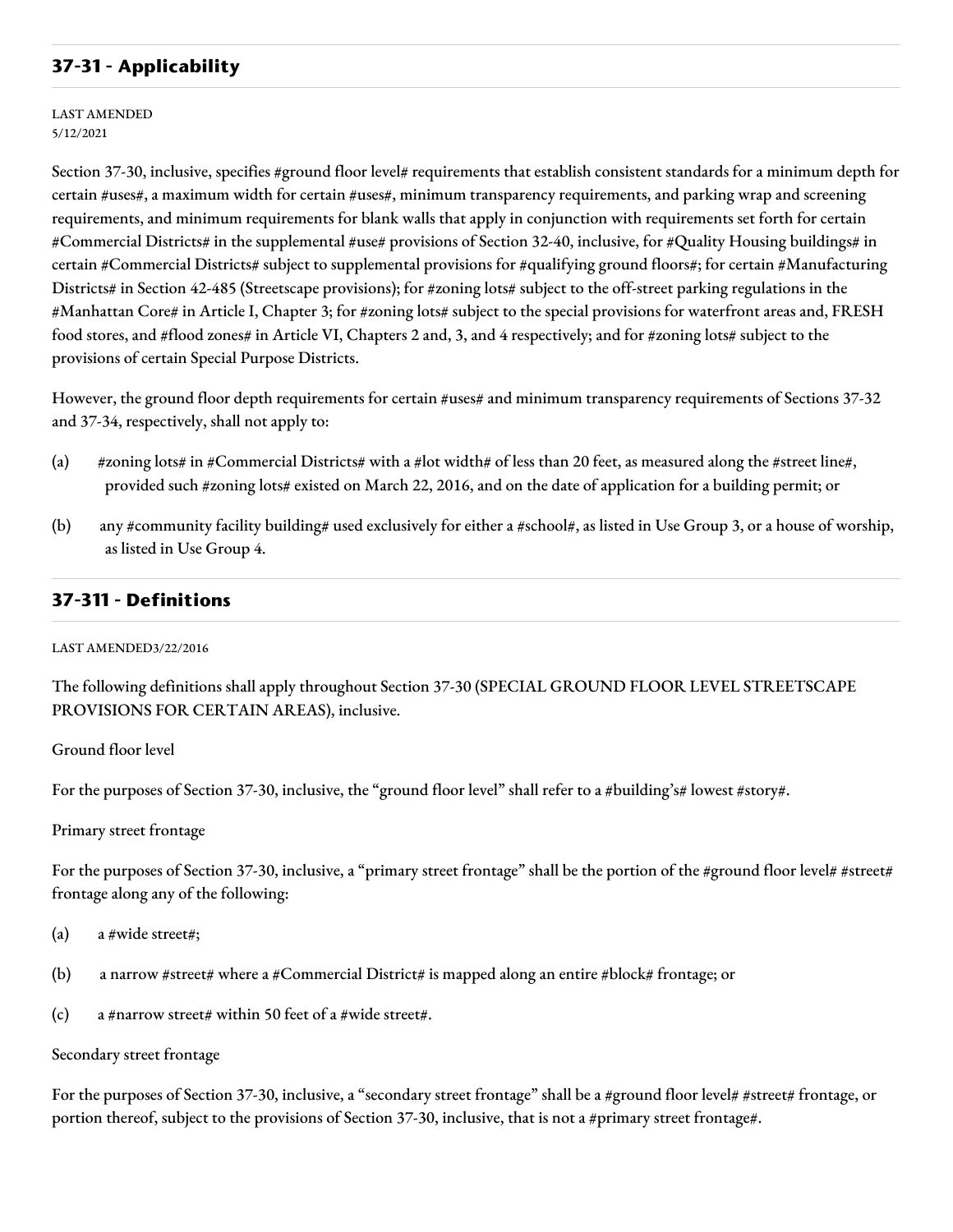## 37-31 - Applicability

LAST AMENDED
5/12/2021

Section 37-30, inclusive, specifies #ground floor level# requirements that establish consistent standards for a minimum depth for certain #uses#, a maximum width for certain #uses#, minimum transparency requirements, and parking wrap and screening requirements, and minimum requirements for blank walls that apply in conjunction with requirements set forth for certain #Commercial Districts# in the supplemental #use# provisions of Section 32-40, inclusive, for #Quality Housing buildings# in certain #Commercial Districts# subject to supplemental provisions for #qualifying ground floors#; for certain #Manufacturing Districts# in Section 42-485 (Streetscape provisions); for #zoning lots# subject to the off-street parking regulations in the #Manhattan Core# in Article I, Chapter 3; for #zoning lots# subject to the special provisions for waterfront areas and, FRESH food stores, and #flood zones# in Article VI, Chapters 2 and, 3, and 4 respectively; and for #zoning lots# subject to the provisions of certain Special Purpose Districts.

However, the ground floor depth requirements for certain #uses# and minimum transparency requirements of Sections 37-32 and 37-34, respectively, shall not apply to:

(a) #zoning lots# in #Commercial Districts# with a #lot width# of less than 20 feet, as measured along the #street line#, provided such #zoning lots# existed on March 22, 2016, and on the date of application for a building permit; or

(b) any #community facility building# used exclusively for either a #school#, as listed in Use Group 3, or a house of worship, as listed in Use Group 4.

## 37-311 - Definitions

LAST AMENDED3/22/2016

The following definitions shall apply throughout Section 37-30 (SPECIAL GROUND FLOOR LEVEL STREETSCAPE PROVISIONS FOR CERTAIN AREAS), inclusive.

Ground floor level

For the purposes of Section 37-30, inclusive, the "ground floor level" shall refer to a #building's# lowest #story#.

Primary street frontage

For the purposes of Section 37-30, inclusive, a "primary street frontage" shall be the portion of the #ground floor level# #street# frontage along any of the following:

(a) a #wide street#;

(b) a narrow #street# where a #Commercial District# is mapped along an entire #block# frontage; or

(c) a #narrow street# within 50 feet of a #wide street#.

Secondary street frontage

For the purposes of Section 37-30, inclusive, a "secondary street frontage" shall be a #ground floor level# #street# frontage, or portion thereof, subject to the provisions of Section 37-30, inclusive, that is not a #primary street frontage#.